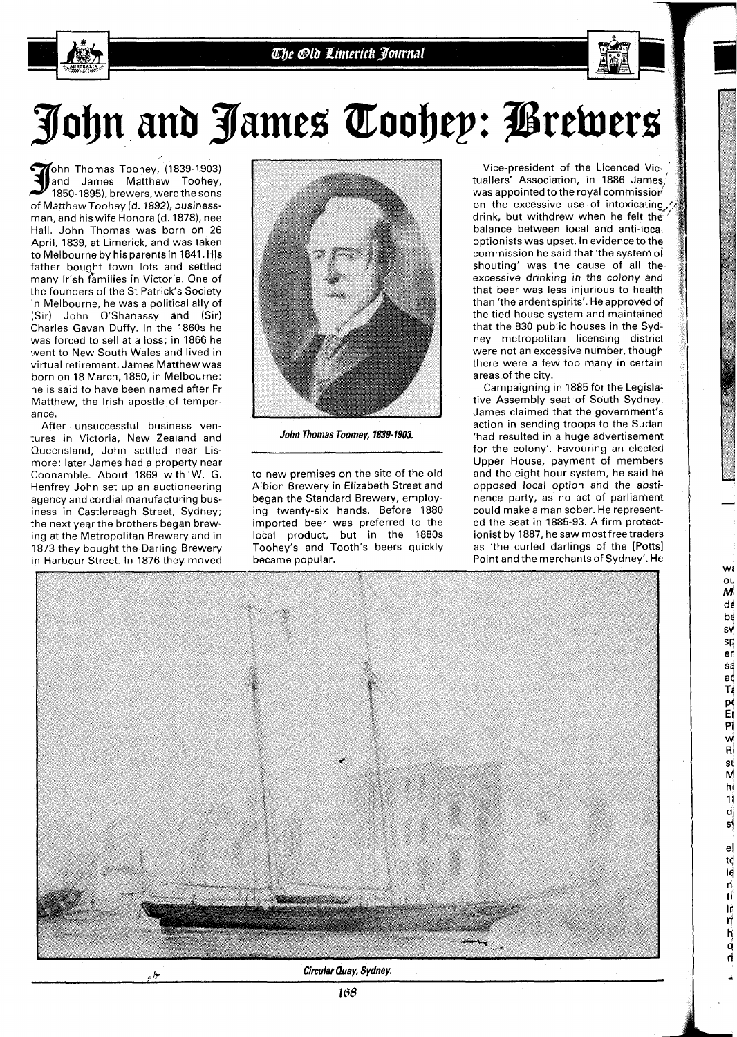# John and James Toohey: Brewers

John Thomas Toohey, (1839-1903) and James Matthew Toohey, 1850-1895), brewers, were the sons of Matthew Toohey (d. 1892), businessman, and his wife Honora (d. 1878), nee Hall. John Thomas was born on 26 April, 1839, at Limerick, and was taken to Melbourne by his parents in 1841. His father bought town lots and settled many Irish families in Victoria. One of the founders of the St Patrick's Society in Melbourne, he was a political ally of (Sir) John O'Shanassy and (Sir) Charles Gavan Duffy. In the 1860s he was forced to sell at a loss; in 1866 he went to New South Wales and lived in virtual retirement. James Matthew was born on 18 March, 1850, in Melbourne: he is said to have been named after Fr Matthew, the Irish apostle of temperance.

After unsuccessful business ventures in Victoria, New Zealand and Queensland, John settled near Lismore: later James had a property near Coonamble. About 1869 with W. G. Henfrey John set up an auctioneering agency and cordial manufacturing business in Castlereagh Street, Sydney; the next year the brothers began brewing at the Metropolitan Brewery and in 1873 they bought the Darling Brewery in Harbour Street. In 1876 they moved to new premises on the site of the old Albion Brewery in Elizabeth Street and began the Standard Brewery, employing twenty-six hands. Before 1880 imported beer was preferred to the local product, but in the 1880s Toohey's and Tooth's beers quickly became popular.

*John Thomas Toomey, 1839-1903.*

Vice-president of the Licenced Victuallers' Association, in 1886 James was appointed to the royal commission on the excessive use of intoxicating drink, but withdrew when he felt the balance between local and anti-local optionists was upset. In evidence to the commission he said that 'the system of shouting' was the cause of all the excessive drinking in the colony and that beer was less injurious to health than 'the ardent spirits'. He approved of the tied-house system and maintained that the 830 public houses in the Sydney metropolitan licensing district were not an excessive number, though there were a few too many in certain areas of the city.

Campaigning in 1885 for the Legislative Assembly seat of South Sydney, James claimed that the government's action in sending troops to the Sudan 'had resulted in a huge advertisement for the colony'. Favouring an elected Upper House, payment of members and the eight-hour system, he said he opposed local option and the abstinence party, as no act of parliament could make a man sober. He represented the seat in 1885-93. A firm protectionist by 1887, he saw most free traders as 'the curled darlings of the [Potts] Point and the merchants of Sydney'. He

*Circular Quay, Sydney.*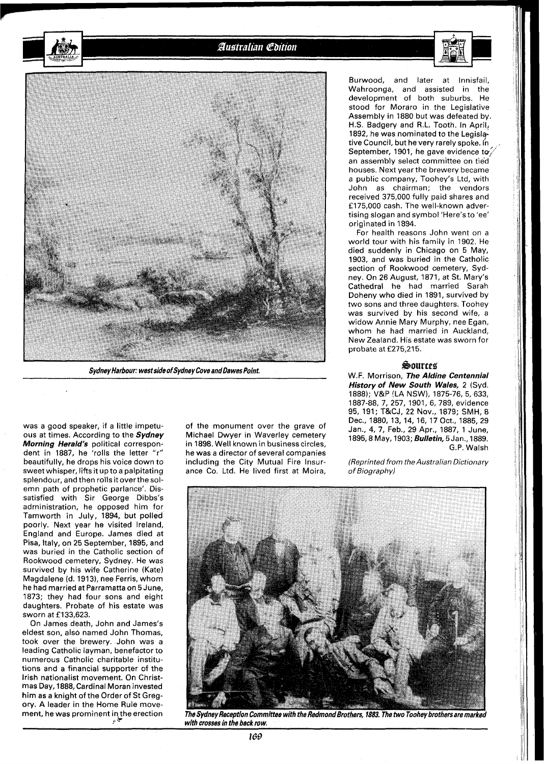Sydney Harbour: west side of Sydney Cove and Dawes Point.

was a good speaker, if a little impetuous at times. According to the ***Sydney Morning Herald's*** political correspondent in 1887, he 'rolls the letter "r" beautifully, he drops his voice down to sweet whisper, lifts it up to a palpitating splendour, and then rolls it over the solemn path of prophetic parlance'. Dissatisfied with Sir George Dibbs's administration, he opposed him for Tamworth in July, 1894, but polled poorly. Next year he visited Ireland, England and Europe. James died at Pisa, Italy, on 25 September, 1895, and was buried in the Catholic section of Rookwood cemetery, Sydney. He was survived by his wife Catherine (Kate) Magdalene (d. 1913), nee Ferris, whom he had married at Parramatta on 5 June, 1873; they had four sons and eight daughters. Probate of his estate was sworn at £133,623.

On James death, John and James's eldest son, also named John Thomas, took over the brewery. John was a leading Catholic layman, benefactor to numerous Catholic charitable institutions and a financial supporter of the Irish nationalist movement. On Christmas Day, 1888, Cardinal Moran invested him as a knight of the Order of St Gregory. A leader in the Home Rule movement, he was prominent in the erection of the monument over the grave of Michael Dwyer in Waverley cemetery in 1898. Well known in business circles, he was a director of several companies including the City Mutual Fire Insurance Co. Ltd. He lived first at Moira, Burwood, and later at Innisfail, Wahroonga, and assisted in the development of both suburbs. He stood for Moraro in the Legislative Assembly in 1880 but was defeated by H.S. Badgery and R.L. Tooth. In April, 1892, he was nominated to the Legislative Council, but he very rarely spoke. In September, 1901, he gave evidence to an assembly select committee on tied houses. Next year the brewery became a public company, Toohey's Ltd, with John as chairman; the vendors received 375,000 fully paid shares and £175,000 cash. The well-known advertising slogan and symbol 'Here's to 'ee' originated in 1894.

For health reasons John went on a world tour with his family in 1902. He died suddenly in Chicago on 5 May, 1903, and was buried in the Catholic section of Rookwood cemetery, Sydney. On 26 August, 1871, at St. Mary's Cathedral he had married Sarah Doheny who died in 1891, survived by two sons and three daughters. Toohey was survived by his second wife, a widow Annie Mary Murphy, nee Egan, whom he had married in Auckland, New Zealand. His estate was sworn for probate at £275,215.

## Sources

W.F. Morrison, ***The Aldine Centennial History of New South Wales,*** 2 (Syd. 1888); V&P (LA NSW), 1875-76, 5, 633, 1887-88, 7, 257, 1901, 6, 789, evidence 95, 191; T&CJ, 22 Nov., 1879; SMH, 8 Dec., 1880, 13, 14, 16, 17 Oct., 1885, 29 Jan., 4, 7, Feb., 29 Apr., 1887, 1 June, 1895, 8 May, 1903; ***Bulletin,*** 5 Jan., 1889.
G.P. Walsh

*(Reprinted from the Australian Dictionary of Biography)*

The Sydney Reception Committee with the Redmond Brothers, 1883. The two Toohey brothers are marked with crosses in the back row.